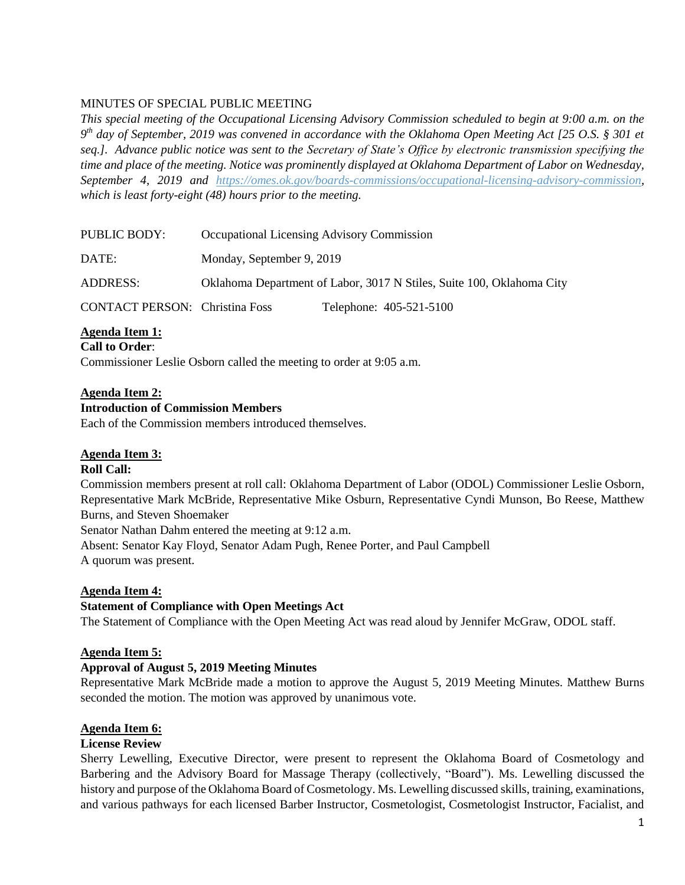MINUTES OF SPECIAL PUBLIC MEETING

*This special meeting of the Occupational Licensing Advisory Commission scheduled to begin at 9:00 a.m. on the 9th day of September, 2019 was convened in accordance with the Oklahoma Open Meeting Act [25 O.S. § 301 et seq.]. Advance public notice was sent to the Secretary of State's Office by electronic transmission specifying the time and place of the meeting. Notice was prominently displayed at Oklahoma Department of Labor on Wednesday, September 4, 2019 and [https://omes.ok.gov/boards-commissions/occupational-licensing-advisory-commission](https://omes.ok.gov/boards-commissions/occupational-licensing-advisory-commission), which is least forty-eight (48) hours prior to the meeting.*

| | |
|---|---|
| PUBLIC BODY: | Occupational Licensing Advisory Commission |
| DATE: | Monday, September 9, 2019 |
| ADDRESS: | Oklahoma Department of Labor, 3017 N Stiles, Suite 100, Oklahoma City |
| CONTACT PERSON: | Christina Foss Telephone: 405-521-5100 |

**Agenda Item 1:**

**Call to Order**:

Commissioner Leslie Osborn called the meeting to order at 9:05 a.m.

**Agenda Item 2:**

**Introduction of Commission Members**

Each of the Commission members introduced themselves.

**Agenda Item 3:**

**Roll Call:**

Commission members present at roll call: Oklahoma Department of Labor (ODOL) Commissioner Leslie Osborn, Representative Mark McBride, Representative Mike Osburn, Representative Cyndi Munson, Bo Reese, Matthew Burns, and Steven Shoemaker

Senator Nathan Dahm entered the meeting at 9:12 a.m.

Absent: Senator Kay Floyd, Senator Adam Pugh, Renee Porter, and Paul Campbell

A quorum was present.

**Agenda Item 4:**

**Statement of Compliance with Open Meetings Act**

The Statement of Compliance with the Open Meeting Act was read aloud by Jennifer McGraw, ODOL staff.

**Agenda Item 5:**

**Approval of August 5, 2019 Meeting Minutes**

Representative Mark McBride made a motion to approve the August 5, 2019 Meeting Minutes. Matthew Burns seconded the motion. The motion was approved by unanimous vote.

**Agenda Item 6:**

**License Review**

Sherry Lewelling, Executive Director, were present to represent the Oklahoma Board of Cosmetology and Barbering and the Advisory Board for Massage Therapy (collectively, "Board"). Ms. Lewelling discussed the history and purpose of the Oklahoma Board of Cosmetology. Ms. Lewelling discussed skills, training, examinations, and various pathways for each licensed Barber Instructor, Cosmetologist, Cosmetologist Instructor, Facialist, and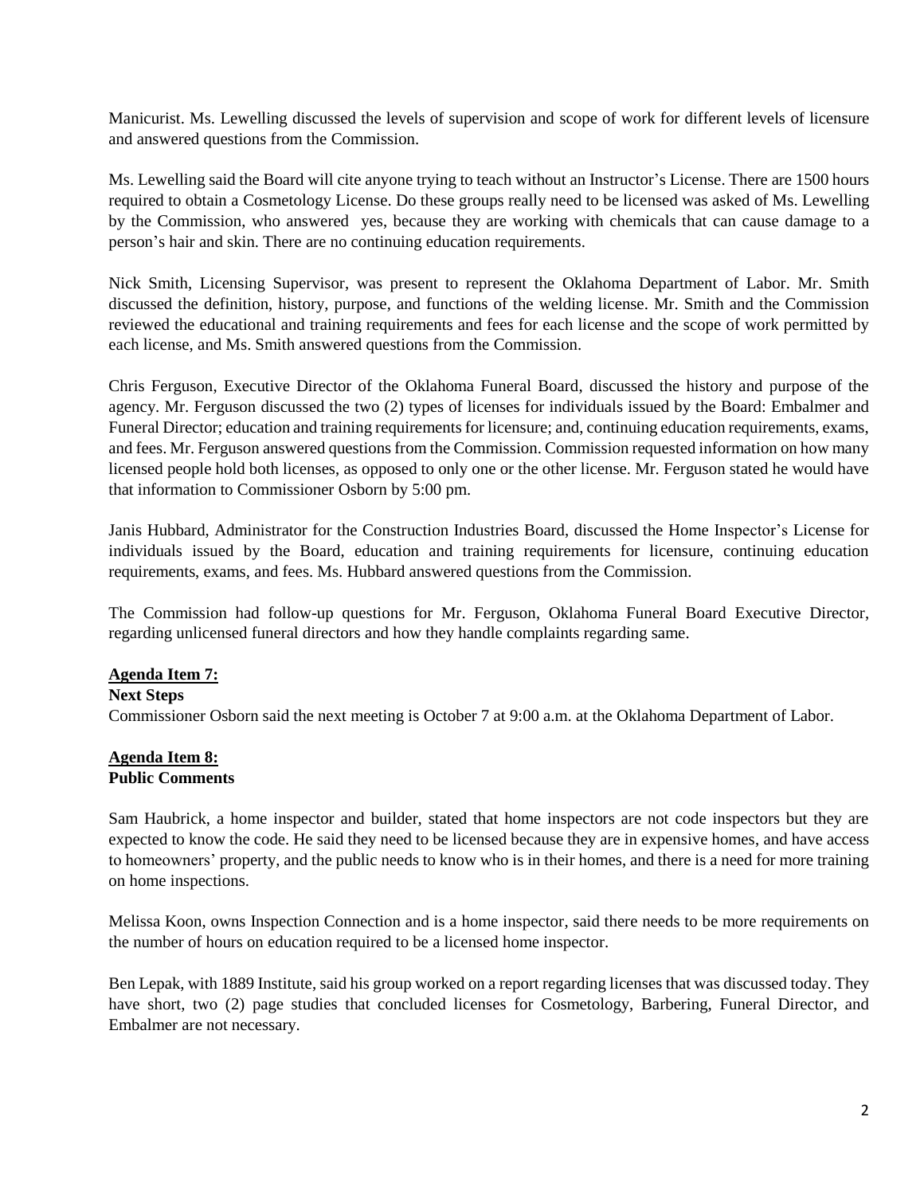Manicurist. Ms. Lewelling discussed the levels of supervision and scope of work for different levels of licensure and answered questions from the Commission.

Ms. Lewelling said the Board will cite anyone trying to teach without an Instructor's License. There are 1500 hours required to obtain a Cosmetology License. Do these groups really need to be licensed was asked of Ms. Lewelling by the Commission, who answered yes, because they are working with chemicals that can cause damage to a person's hair and skin. There are no continuing education requirements.

Nick Smith, Licensing Supervisor, was present to represent the Oklahoma Department of Labor. Mr. Smith discussed the definition, history, purpose, and functions of the welding license. Mr. Smith and the Commission reviewed the educational and training requirements and fees for each license and the scope of work permitted by each license, and Ms. Smith answered questions from the Commission.

Chris Ferguson, Executive Director of the Oklahoma Funeral Board, discussed the history and purpose of the agency. Mr. Ferguson discussed the two (2) types of licenses for individuals issued by the Board: Embalmer and Funeral Director; education and training requirements for licensure; and, continuing education requirements, exams, and fees. Mr. Ferguson answered questions from the Commission. Commission requested information on how many licensed people hold both licenses, as opposed to only one or the other license. Mr. Ferguson stated he would have that information to Commissioner Osborn by 5:00 pm.

Janis Hubbard, Administrator for the Construction Industries Board, discussed the Home Inspector's License for individuals issued by the Board, education and training requirements for licensure, continuing education requirements, exams, and fees. Ms. Hubbard answered questions from the Commission.

The Commission had follow-up questions for Mr. Ferguson, Oklahoma Funeral Board Executive Director, regarding unlicensed funeral directors and how they handle complaints regarding same.

**Agenda Item 7:**

**Next Steps**

Commissioner Osborn said the next meeting is October 7 at 9:00 a.m. at the Oklahoma Department of Labor.

**Agenda Item 8:**

**Public Comments**

Sam Haubrick, a home inspector and builder, stated that home inspectors are not code inspectors but they are expected to know the code. He said they need to be licensed because they are in expensive homes, and have access to homeowners' property, and the public needs to know who is in their homes, and there is a need for more training on home inspections.

Melissa Koon, owns Inspection Connection and is a home inspector, said there needs to be more requirements on the number of hours on education required to be a licensed home inspector.

Ben Lepak, with 1889 Institute, said his group worked on a report regarding licenses that was discussed today. They have short, two (2) page studies that concluded licenses for Cosmetology, Barbering, Funeral Director, and Embalmer are not necessary.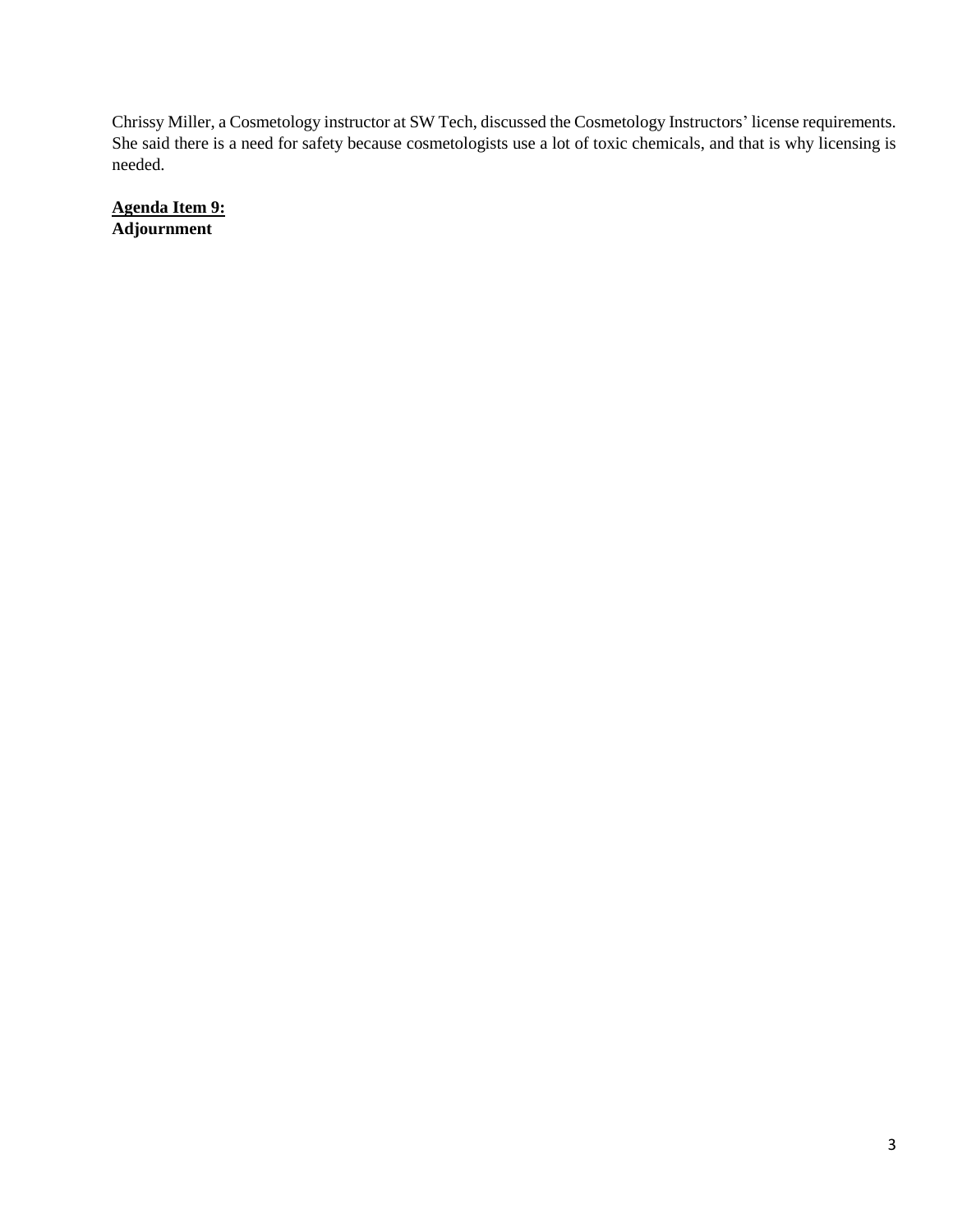Chrissy Miller, a Cosmetology instructor at SW Tech, discussed the Cosmetology Instructors' license requirements. She said there is a need for safety because cosmetologists use a lot of toxic chemicals, and that is why licensing is needed.

**<u>Agenda Item 9:</u>**
**Adjournment**